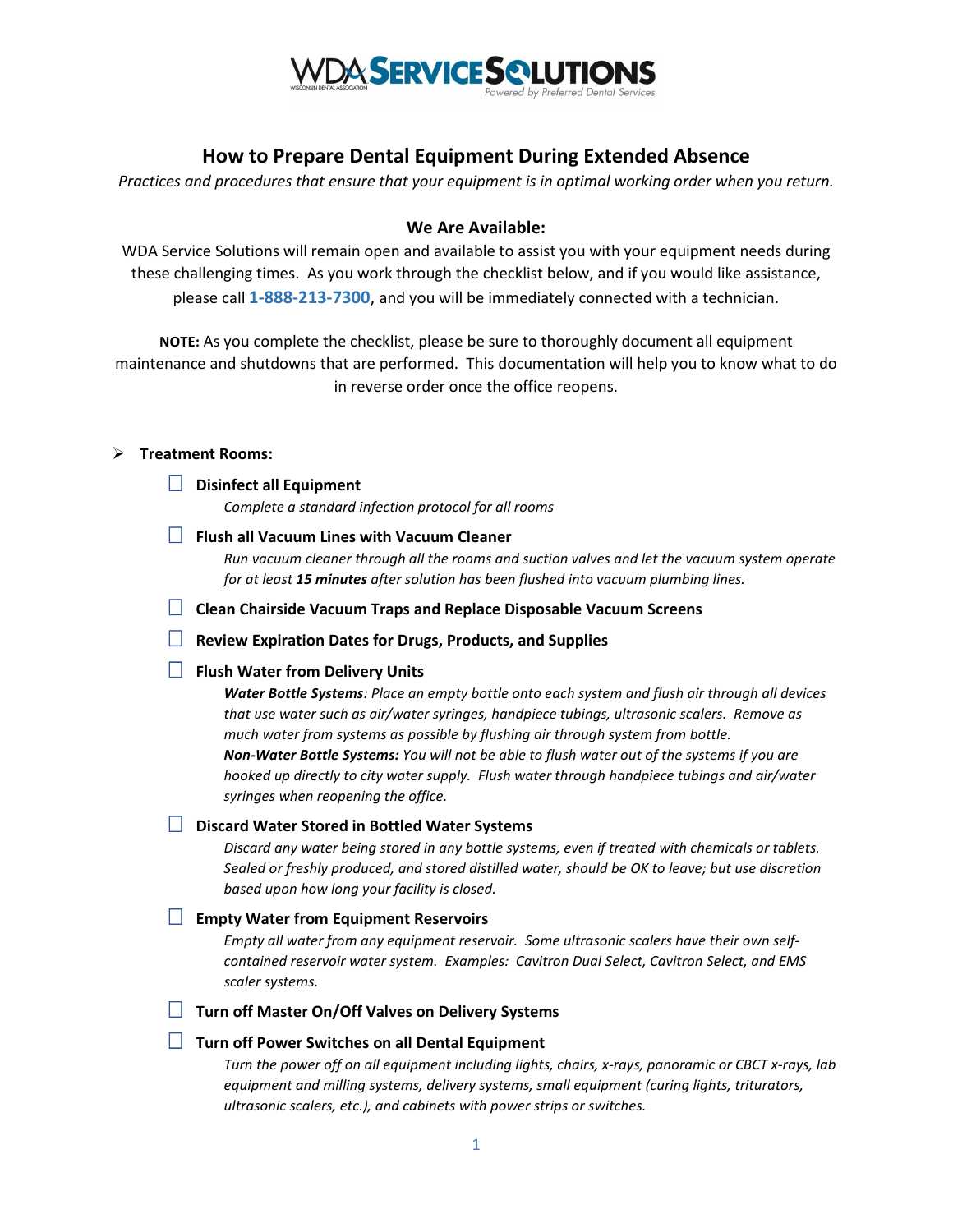WDA SERVICE SOLUTIONS
Powered by Preferred Dental Services

# How to Prepare Dental Equipment During Extended Absence

*Practices and procedures that ensure that your equipment is in optimal working order when you return.*

## We Are Available:

WDA Service Solutions will remain open and available to assist you with your equipment needs during these challenging times. As you work through the checklist below, and if you would like assistance, please call **1-888-213-7300**, and you will be immediately connected with a technician.

**NOTE:** As you complete the checklist, please be sure to thoroughly document all equipment maintenance and shutdowns that are performed. This documentation will help you to know what to do in reverse order once the office reopens.

- **Treatment Rooms:**
  - ☐ **Disinfect all Equipment**
    *Complete a standard infection protocol for all rooms*
  - ☐ **Flush all Vacuum Lines with Vacuum Cleaner**
    *Run vacuum cleaner through all the rooms and suction valves and let the vacuum system operate for at least **15 minutes** after solution has been flushed into vacuum plumbing lines.*
  - ☐ **Clean Chairside Vacuum Traps and Replace Disposable Vacuum Screens**
  - ☐ **Review Expiration Dates for Drugs, Products, and Supplies**
  - ☐ **Flush Water from Delivery Units**
    ***Water Bottle Systems**: Place an <u>empty bottle</u> onto each system and flush air through all devices that use water such as air/water syringes, handpiece tubings, ultrasonic scalers. Remove as much water from systems as possible by flushing air through system from bottle.*
    ***Non-Water Bottle Systems:** You will not be able to flush water out of the systems if you are hooked up directly to city water supply. Flush water through handpiece tubings and air/water syringes when reopening the office.*
  - ☐ **Discard Water Stored in Bottled Water Systems**
    *Discard any water being stored in any bottle systems, even if treated with chemicals or tablets. Sealed or freshly produced, and stored distilled water, should be OK to leave; but use discretion based upon how long your facility is closed.*
  - ☐ **Empty Water from Equipment Reservoirs**
    *Empty all water from any equipment reservoir. Some ultrasonic scalers have their own self-contained reservoir water system. Examples: Cavitron Dual Select, Cavitron Select, and EMS scaler systems.*
  - ☐ **Turn off Master On/Off Valves on Delivery Systems**
  - ☐ **Turn off Power Switches on all Dental Equipment**
    *Turn the power off on all equipment including lights, chairs, x-rays, panoramic or CBCT x-rays, lab equipment and milling systems, delivery systems, small equipment (curing lights, triturators, ultrasonic scalers, etc.), and cabinets with power strips or switches.*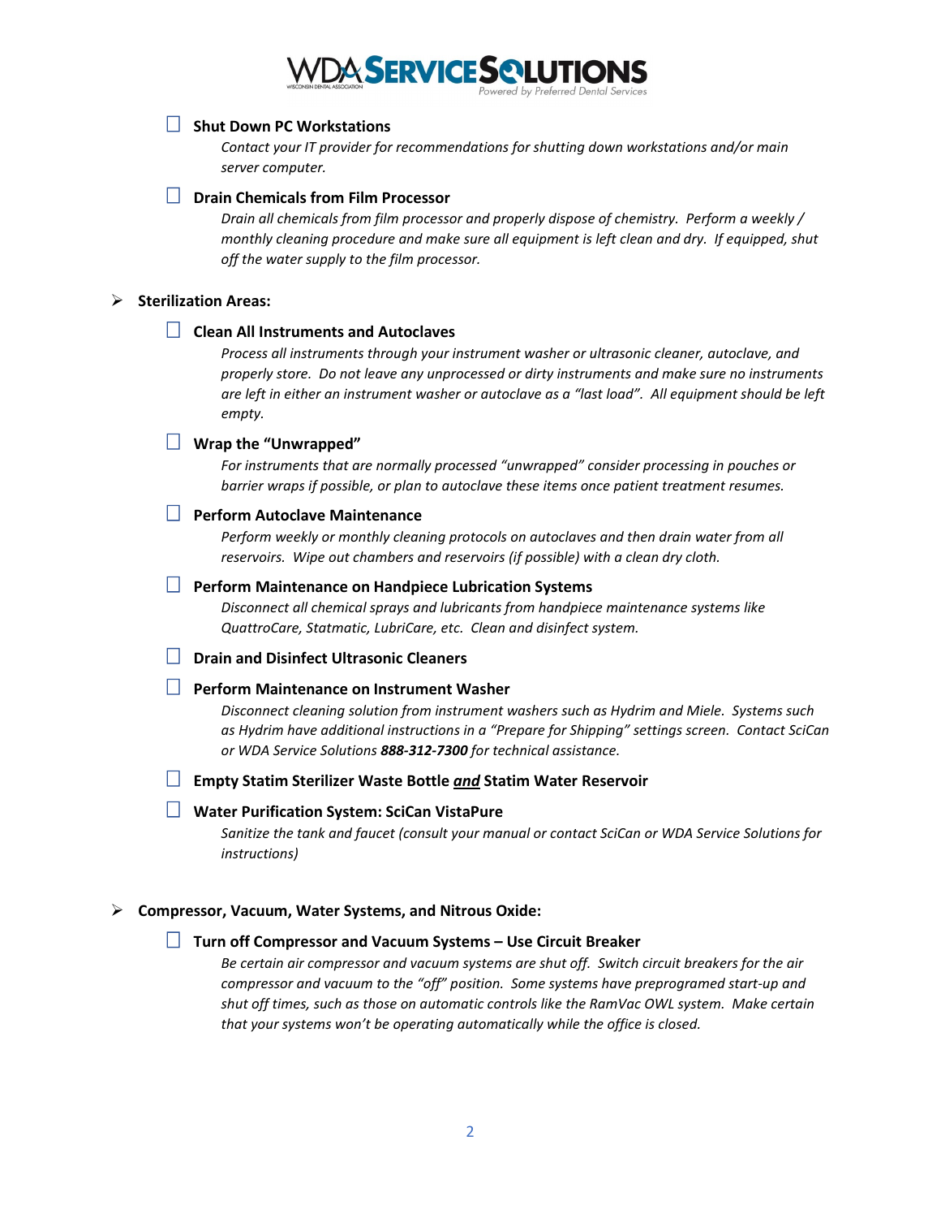- [ ] **Shut Down PC Workstations**

  *Contact your IT provider for recommendations for shutting down workstations and/or main server computer.*

- [ ] **Drain Chemicals from Film Processor**

  *Drain all chemicals from film processor and properly dispose of chemistry. Perform a weekly / monthly cleaning procedure and make sure all equipment is left clean and dry. If equipped, shut off the water supply to the film processor.*

## Sterilization Areas:

- [ ] **Clean All Instruments and Autoclaves**

  *Process all instruments through your instrument washer or ultrasonic cleaner, autoclave, and properly store. Do not leave any unprocessed or dirty instruments and make sure no instruments are left in either an instrument washer or autoclave as a "last load". All equipment should be left empty.*

- [ ] **Wrap the "Unwrapped"**

  *For instruments that are normally processed "unwrapped" consider processing in pouches or barrier wraps if possible, or plan to autoclave these items once patient treatment resumes.*

- [ ] **Perform Autoclave Maintenance**

  *Perform weekly or monthly cleaning protocols on autoclaves and then drain water from all reservoirs. Wipe out chambers and reservoirs (if possible) with a clean dry cloth.*

- [ ] **Perform Maintenance on Handpiece Lubrication Systems**

  *Disconnect all chemical sprays and lubricants from handpiece maintenance systems like QuattroCare, Statmatic, LubriCare, etc. Clean and disinfect system.*

- [ ] **Drain and Disinfect Ultrasonic Cleaners**

- [ ] **Perform Maintenance on Instrument Washer**

  *Disconnect cleaning solution from instrument washers such as Hydrim and Miele. Systems such as Hydrim have additional instructions in a "Prepare for Shipping" settings screen. Contact SciCan or WDA Service Solutions* ***888-312-7300*** *for technical assistance.*

- [ ] **Empty Statim Sterilizer Waste Bottle <u>*and*</u> Statim Water Reservoir**

- [ ] **Water Purification System: SciCan VistaPure**

  *Sanitize the tank and faucet (consult your manual or contact SciCan or WDA Service Solutions for instructions)*

## Compressor, Vacuum, Water Systems, and Nitrous Oxide:

- [ ] **Turn off Compressor and Vacuum Systems – Use Circuit Breaker**

  *Be certain air compressor and vacuum systems are shut off. Switch circuit breakers for the air compressor and vacuum to the "off" position. Some systems have preprogramed start-up and shut off times, such as those on automatic controls like the RamVac OWL system. Make certain that your systems won't be operating automatically while the office is closed.*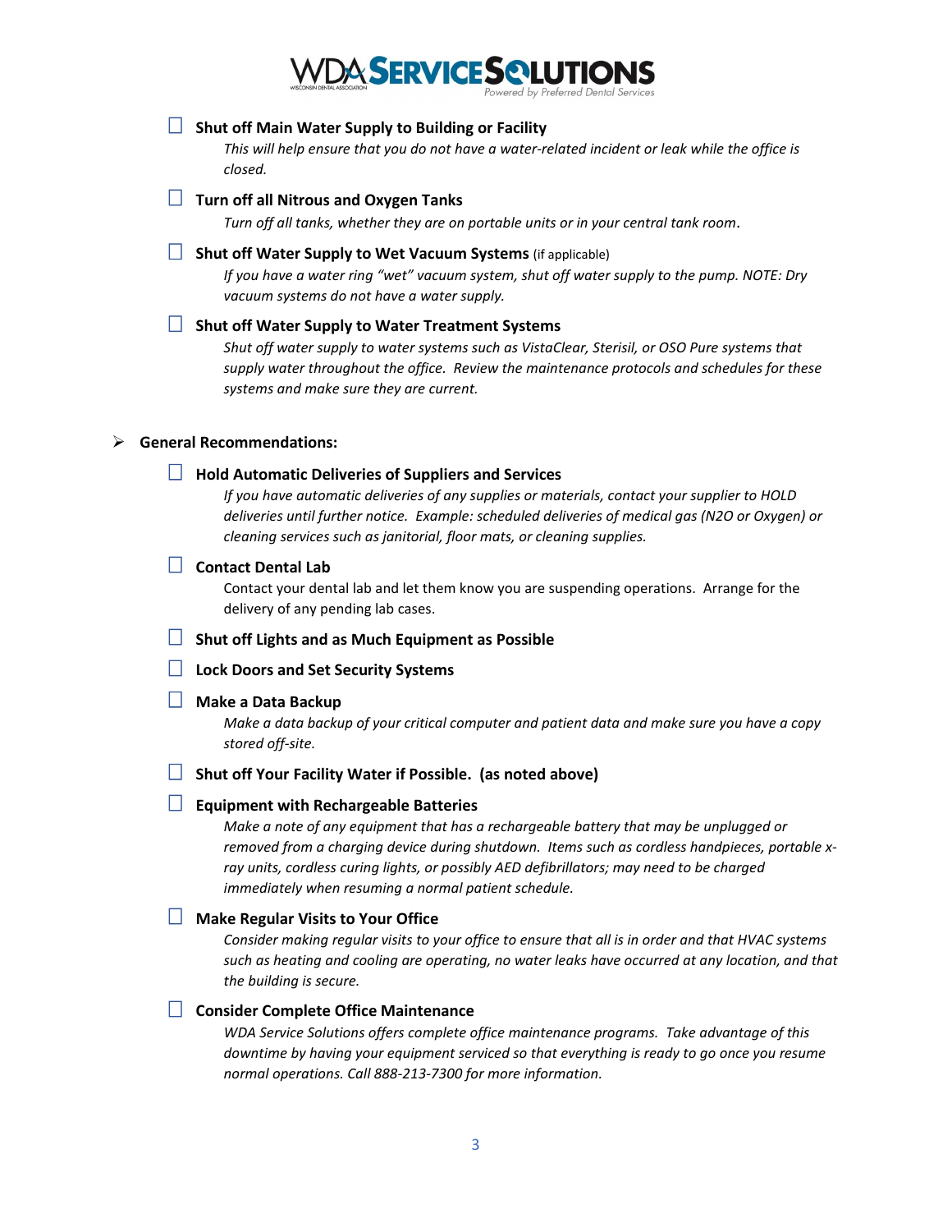- [ ] **Shut off Main Water Supply to Building or Facility**

    *This will help ensure that you do not have a water-related incident or leak while the office is closed.*

- [ ] **Turn off all Nitrous and Oxygen Tanks**

    *Turn off all tanks, whether they are on portable units or in your central tank room*.

- [ ] **Shut off Water Supply to Wet Vacuum Systems** (if applicable)

    *If you have a water ring "wet" vacuum system, shut off water supply to the pump. NOTE: Dry vacuum systems do not have a water supply.*

- [ ] **Shut off Water Supply to Water Treatment Systems**

    *Shut off water supply to water systems such as VistaClear, Sterisil, or OSO Pure systems that supply water throughout the office. Review the maintenance protocols and schedules for these systems and make sure they are current.*

## General Recommendations:

- [ ] **Hold Automatic Deliveries of Suppliers and Services**

    *If you have automatic deliveries of any supplies or materials, contact your supplier to HOLD deliveries until further notice. Example: scheduled deliveries of medical gas (N2O or Oxygen) or cleaning services such as janitorial, floor mats, or cleaning supplies.*

- [ ] **Contact Dental Lab**

    Contact your dental lab and let them know you are suspending operations. Arrange for the delivery of any pending lab cases.

- [ ] **Shut off Lights and as Much Equipment as Possible**

- [ ] **Lock Doors and Set Security Systems**

- [ ] **Make a Data Backup**

    *Make a data backup of your critical computer and patient data and make sure you have a copy stored off-site.*

- [ ] **Shut off Your Facility Water if Possible. (as noted above)**

- [ ] **Equipment with Rechargeable Batteries**

    *Make a note of any equipment that has a rechargeable battery that may be unplugged or removed from a charging device during shutdown. Items such as cordless handpieces, portable x-ray units, cordless curing lights, or possibly AED defibrillators; may need to be charged immediately when resuming a normal patient schedule.*

- [ ] **Make Regular Visits to Your Office**

    *Consider making regular visits to your office to ensure that all is in order and that HVAC systems such as heating and cooling are operating, no water leaks have occurred at any location, and that the building is secure.*

- [ ] **Consider Complete Office Maintenance**

    *WDA Service Solutions offers complete office maintenance programs. Take advantage of this downtime by having your equipment serviced so that everything is ready to go once you resume normal operations. Call 888-213-7300 for more information.*